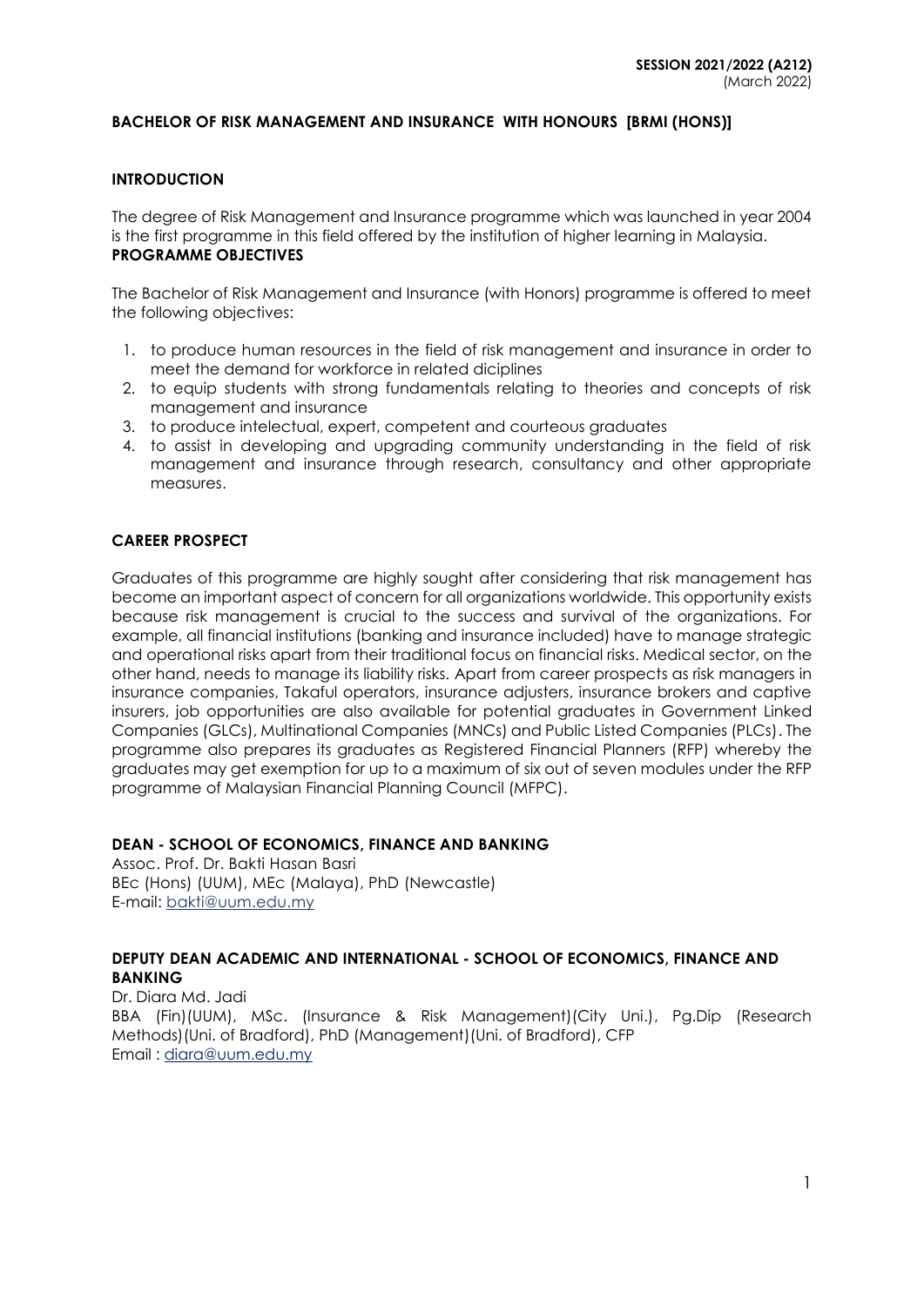**SESSION 2021/2022 (A212)**
(March 2022)

## BACHELOR OF RISK MANAGEMENT AND INSURANCE WITH HONOURS [BRMI (HONS)]

### INTRODUCTION

The degree of Risk Management and Insurance programme which was launched in year 2004 is the first programme in this field offered by the institution of higher learning in Malaysia.

### PROGRAMME OBJECTIVES

The Bachelor of Risk Management and Insurance (with Honors) programme is offered to meet the following objectives:

1. to produce human resources in the field of risk management and insurance in order to meet the demand for workforce in related diciplines
2. to equip students with strong fundamentals relating to theories and concepts of risk management and insurance
3. to produce intelectual, expert, competent and courteous graduates
4. to assist in developing and upgrading community understanding in the field of risk management and insurance through research, consultancy and other appropriate measures.

### CAREER PROSPECT

Graduates of this programme are highly sought after considering that risk management has become an important aspect of concern for all organizations worldwide. This opportunity exists because risk management is crucial to the success and survival of the organizations. For example, all financial institutions (banking and insurance included) have to manage strategic and operational risks apart from their traditional focus on financial risks. Medical sector, on the other hand, needs to manage its liability risks. Apart from career prospects as risk managers in insurance companies, Takaful operators, insurance adjusters, insurance brokers and captive insurers, job opportunities are also available for potential graduates in Government Linked Companies (GLCs), Multinational Companies (MNCs) and Public Listed Companies (PLCs). The programme also prepares its graduates as Registered Financial Planners (RFP) whereby the graduates may get exemption for up to a maximum of six out of seven modules under the RFP programme of Malaysian Financial Planning Council (MFPC).

### DEAN - SCHOOL OF ECONOMICS, FINANCE AND BANKING

Assoc. Prof. Dr. Bakti Hasan Basri
BEc (Hons) (UUM), MEc (Malaya), PhD (Newcastle)
E-mail: bakti@uum.edu.my

### DEPUTY DEAN ACADEMIC AND INTERNATIONAL - SCHOOL OF ECONOMICS, FINANCE AND BANKING

Dr. Diara Md. Jadi
BBA (Fin)(UUM), MSc. (Insurance & Risk Management)(City Uni.), Pg.Dip (Research Methods)(Uni. of Bradford), PhD (Management)(Uni. of Bradford), CFP
Email : diara@uum.edu.my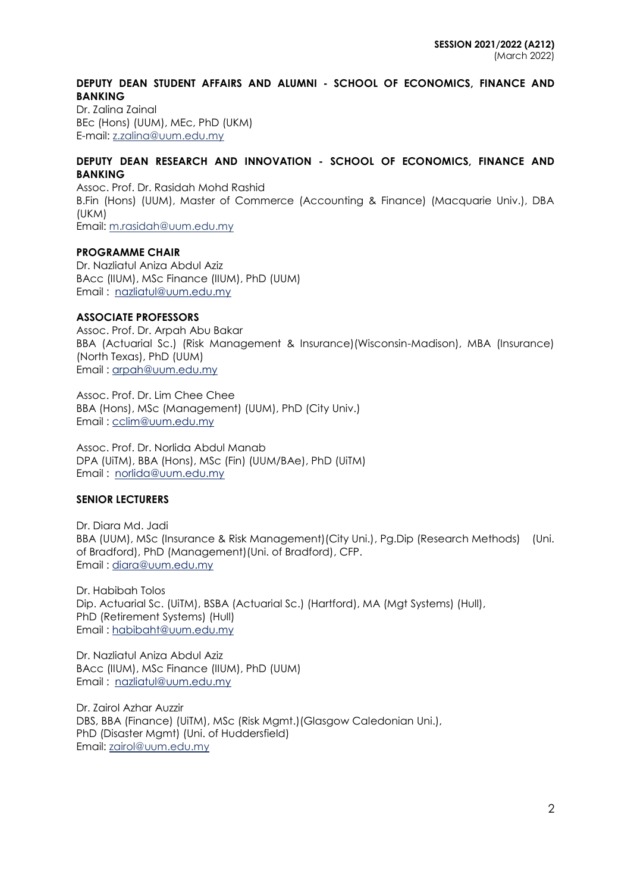**SESSION 2021/2022 (A212)**
(March 2022)

**DEPUTY DEAN STUDENT AFFAIRS AND ALUMNI - SCHOOL OF ECONOMICS, FINANCE AND BANKING**

Dr. Zalina Zainal
BEc (Hons) (UUM), MEc, PhD (UKM)
E-mail: z.zalina@uum.edu.my

**DEPUTY DEAN RESEARCH AND INNOVATION - SCHOOL OF ECONOMICS, FINANCE AND BANKING**

Assoc. Prof. Dr. Rasidah Mohd Rashid
B.Fin (Hons) (UUM), Master of Commerce (Accounting & Finance) (Macquarie Univ.), DBA (UKM)
Email: m.rasidah@uum.edu.my

**PROGRAMME CHAIR**

Dr. Nazliatul Aniza Abdul Aziz
BAcc (IIUM), MSc Finance (IIUM), PhD (UUM)
Email : nazliatul@uum.edu.my

**ASSOCIATE PROFESSORS**

Assoc. Prof. Dr. Arpah Abu Bakar
BBA (Actuarial Sc.) (Risk Management & Insurance)(Wisconsin-Madison), MBA (Insurance) (North Texas), PhD (UUM)
Email : arpah@uum.edu.my

Assoc. Prof. Dr. Lim Chee Chee
BBA (Hons), MSc (Management) (UUM), PhD (City Univ.)
Email : cclim@uum.edu.my

Assoc. Prof. Dr. Norlida Abdul Manab
DPA (UiTM), BBA (Hons), MSc (Fin) (UUM/BAe), PhD (UiTM)
Email : norlida@uum.edu.my

**SENIOR LECTURERS**

Dr. Diara Md. Jadi
BBA (UUM), MSc (Insurance & Risk Management)(City Uni.), Pg.Dip (Research Methods) (Uni. of Bradford), PhD (Management)(Uni. of Bradford), CFP.
Email : diara@uum.edu.my

Dr. Habibah Tolos
Dip. Actuarial Sc. (UiTM), BSBA (Actuarial Sc.) (Hartford), MA (Mgt Systems) (Hull), PhD (Retirement Systems) (Hull)
Email : habibaht@uum.edu.my

Dr. Nazliatul Aniza Abdul Aziz
BAcc (IIUM), MSc Finance (IIUM), PhD (UUM)
Email : nazliatul@uum.edu.my

Dr. Zairol Azhar Auzzir
DBS, BBA (Finance) (UiTM), MSc (Risk Mgmt.)(Glasgow Caledonian Uni.), PhD (Disaster Mgmt) (Uni. of Huddersfield)
Email: zairol@uum.edu.my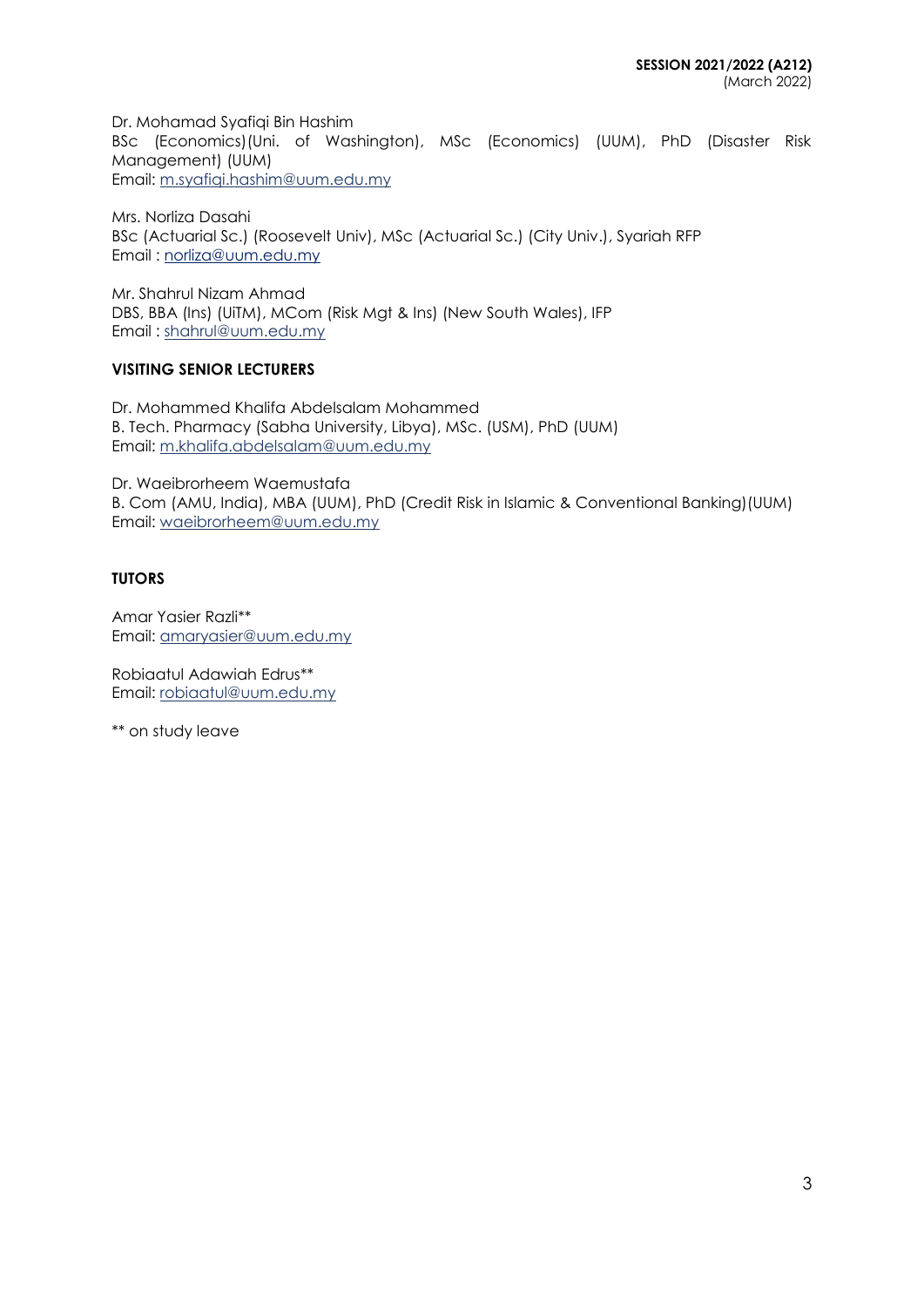Dr. Mohamad Syafiqi Bin Hashim
BSc (Economics)(Uni. of Washington), MSc (Economics) (UUM), PhD (Disaster Risk Management) (UUM)
Email: m.syafiqi.hashim@uum.edu.my

Mrs. Norliza Dasahi
BSc (Actuarial Sc.) (Roosevelt Univ), MSc (Actuarial Sc.) (City Univ.), Syariah RFP
Email : norliza@uum.edu.my

Mr. Shahrul Nizam Ahmad
DBS, BBA (Ins) (UiTM), MCom (Risk Mgt & Ins) (New South Wales), IFP
Email : shahrul@uum.edu.my

**VISITING SENIOR LECTURERS**

Dr. Mohammed Khalifa Abdelsalam Mohammed
B. Tech. Pharmacy (Sabha University, Libya), MSc. (USM), PhD (UUM)
Email: m.khalifa.abdelsalam@uum.edu.my

Dr. Waeibrorheem Waemustafa
B. Com (AMU, India), MBA (UUM), PhD (Credit Risk in Islamic & Conventional Banking)(UUM)
Email: waeibrorheem@uum.edu.my

**TUTORS**

Amar Yasier Razli**
Email: amaryasier@uum.edu.my

Robiaatul Adawiah Edrus**
Email: robiaatul@uum.edu.my

** on study leave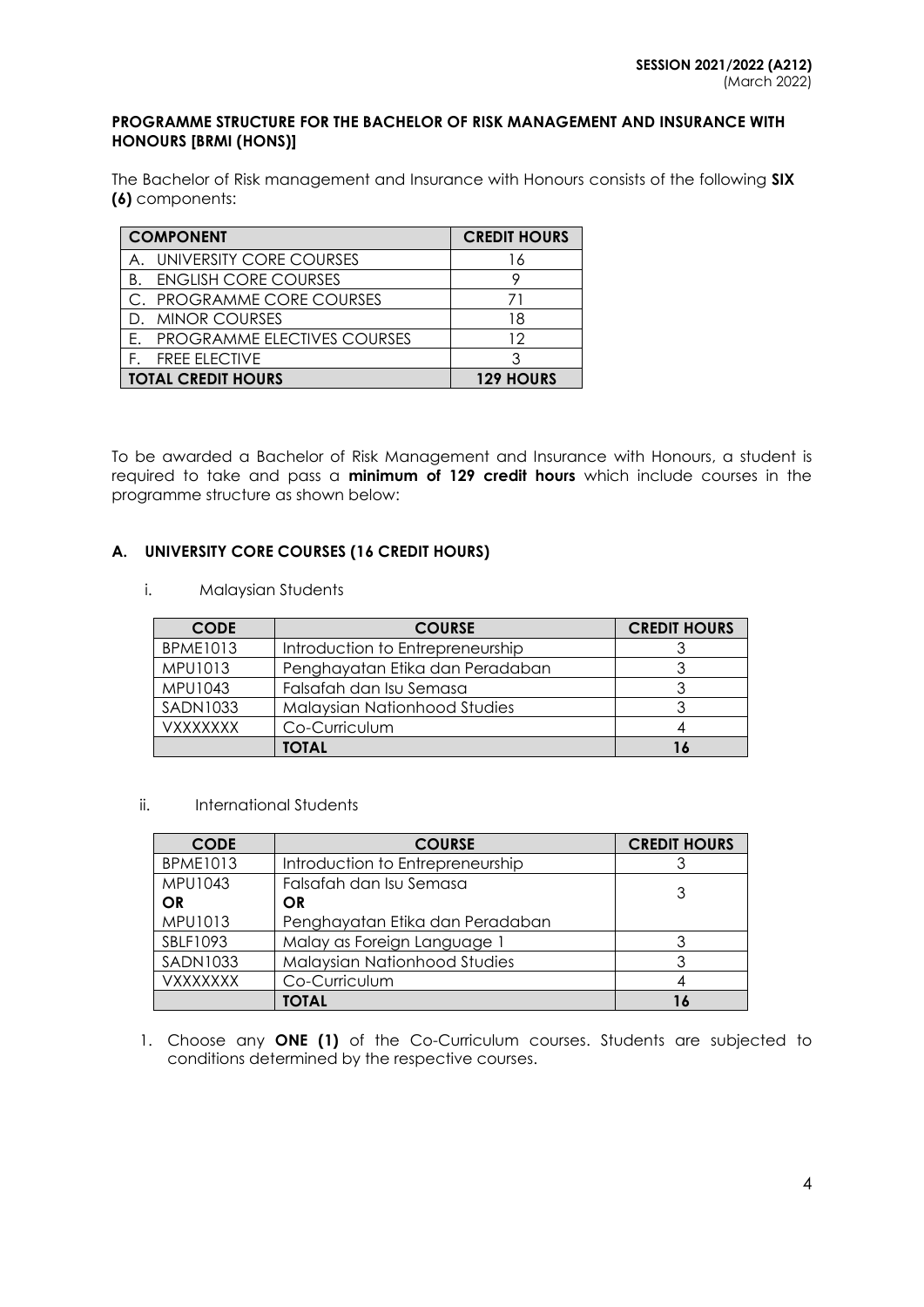**SESSION 2021/2022 (A212)**
(March 2022)

**PROGRAMME STRUCTURE FOR THE BACHELOR OF RISK MANAGEMENT AND INSURANCE WITH HONOURS [BRMI (HONS)]**

The Bachelor of Risk management and Insurance with Honours consists of the following **SIX (6)** components:

| COMPONENT | CREDIT HOURS |
|---|---|
| A. UNIVERSITY CORE COURSES | 16 |
| B. ENGLISH CORE COURSES | 9 |
| C. PROGRAMME CORE COURSES | 71 |
| D. MINOR COURSES | 18 |
| E. PROGRAMME ELECTIVES COURSES | 12 |
| F. FREE ELECTIVE | 3 |
| **TOTAL CREDIT HOURS** | **129 HOURS** |

To be awarded a Bachelor of Risk Management and Insurance with Honours, a student is required to take and pass a **minimum of 129 credit hours** which include courses in the programme structure as shown below:

## A. UNIVERSITY CORE COURSES (16 CREDIT HOURS)

i. Malaysian Students

| CODE | COURSE | CREDIT HOURS |
|---|---|---|
| BPME1013 | Introduction to Entrepreneurship | 3 |
| MPU1013 | Penghayatan Etika dan Peradaban | 3 |
| MPU1043 | Falsafah dan Isu Semasa | 3 |
| SADN1033 | Malaysian Nationhood Studies | 3 |
| VXXXXXXX | Co-Curriculum | 4 |
| | **TOTAL** | **16** |

ii. International Students

| CODE | COURSE | CREDIT HOURS |
|---|---|---|
| BPME1013 | Introduction to Entrepreneurship | 3 |
| MPU1043 **OR** MPU1013 | Falsafah dan Isu Semasa **OR** Penghayatan Etika dan Peradaban | 3 |
| SBLF1093 | Malay as Foreign Language 1 | 3 |
| SADN1033 | Malaysian Nationhood Studies | 3 |
| VXXXXXXX | Co-Curriculum | 4 |
| | **TOTAL** | **16** |

1. Choose any **ONE (1)** of the Co-Curriculum courses. Students are subjected to conditions determined by the respective courses.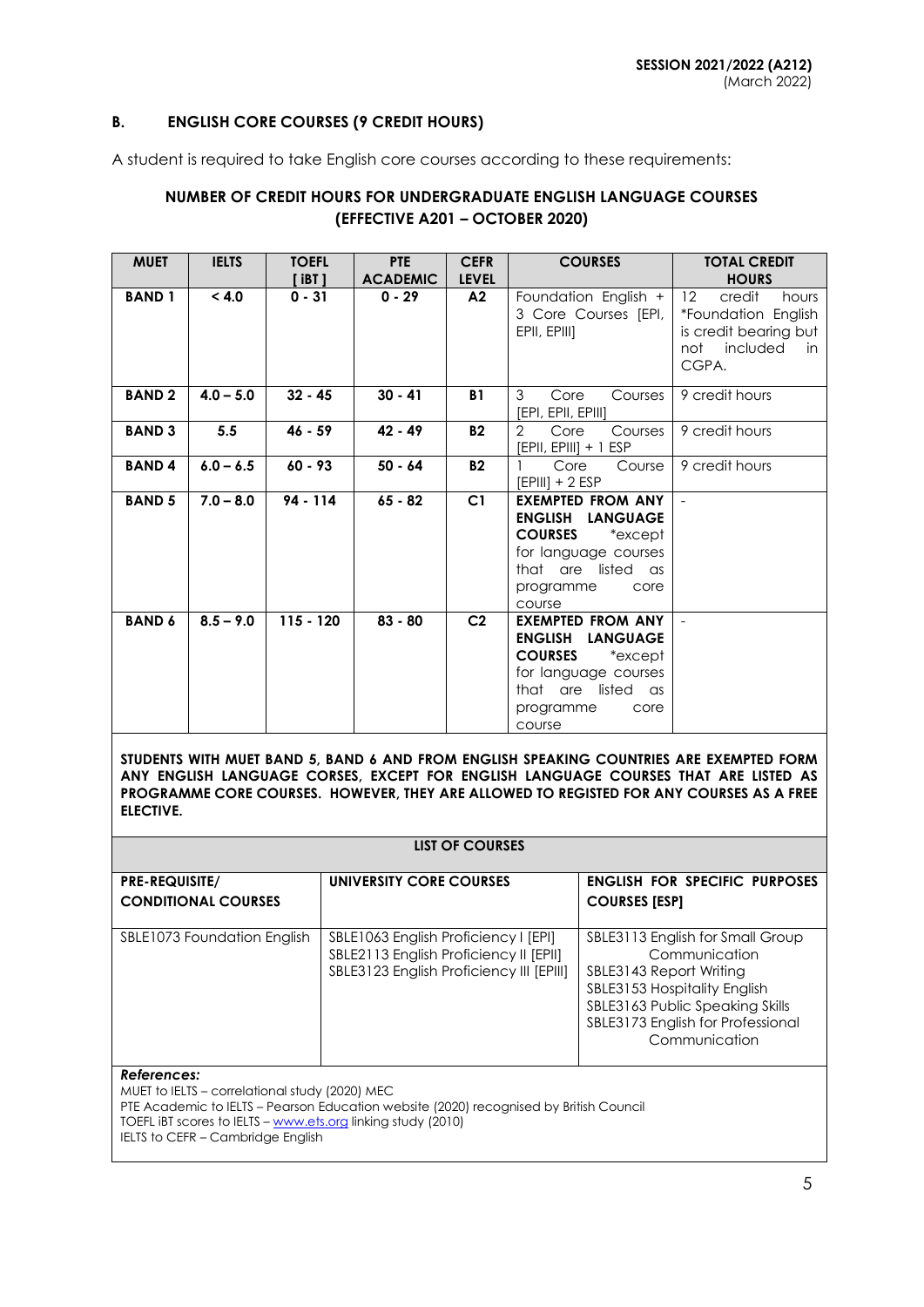**SESSION 2021/2022 (A212)**
(March 2022)

## B. ENGLISH CORE COURSES (9 CREDIT HOURS)

A student is required to take English core courses according to these requirements:

### NUMBER OF CREDIT HOURS FOR UNDERGRADUATE ENGLISH LANGUAGE COURSES (EFFECTIVE A201 – OCTOBER 2020)

| MUET | IELTS | TOEFL [ iBT ] | PTE ACADEMIC | CEFR LEVEL | COURSES | TOTAL CREDIT HOURS |
|---|---|---|---|---|---|---|
| **BAND 1** | **< 4.0** | **0 - 31** | **0 - 29** | **A2** | Foundation English + 3 Core Courses [EPI, EPII, EPIII] | 12 credit hours *Foundation English is credit bearing but not included in CGPA. |
| **BAND 2** | **4.0 – 5.0** | **32 - 45** | **30 - 41** | **B1** | 3 Core Courses [EPI, EPII, EPIII] | 9 credit hours |
| **BAND 3** | **5.5** | **46 - 59** | **42 - 49** | **B2** | 2 Core Courses [EPII, EPIII] + 1 ESP | 9 credit hours |
| **BAND 4** | **6.0 – 6.5** | **60 - 93** | **50 - 64** | **B2** | 1 Core Course [EPIII] + 2 ESP | 9 credit hours |
| **BAND 5** | **7.0 – 8.0** | **94 - 114** | **65 - 82** | **C1** | **EXEMPTED FROM ANY ENGLISH LANGUAGE COURSES** *except for language courses that are listed as programme core course | - |
| **BAND 6** | **8.5 – 9.0** | **115 - 120** | **83 - 80** | **C2** | **EXEMPTED FROM ANY ENGLISH LANGUAGE COURSES** *except for language courses that are listed as programme core course | - |

**STUDENTS WITH MUET BAND 5, BAND 6 AND FROM ENGLISH SPEAKING COUNTRIES ARE EXEMPTED FORM ANY ENGLISH LANGUAGE CORSES, EXCEPT FOR ENGLISH LANGUAGE COURSES THAT ARE LISTED AS PROGRAMME CORE COURSES. HOWEVER, THEY ARE ALLOWED TO REGISTED FOR ANY COURSES AS A FREE ELECTIVE.**

**LIST OF COURSES**

| PRE-REQUISITE/ CONDITIONAL COURSES | UNIVERSITY CORE COURSES | ENGLISH FOR SPECIFIC PURPOSES COURSES [ESP] |
|---|---|---|
| SBLE1073 Foundation English | SBLE1063 English Proficiency I [EPI]<br>SBLE2113 English Proficiency II [EPII]<br>SBLE3123 English Proficiency III [EPIII] | SBLE3113 English for Small Group Communication<br>SBLE3143 Report Writing<br>SBLE3153 Hospitality English<br>SBLE3163 Public Speaking Skills<br>SBLE3173 English for Professional Communication |

***References:***
MUET to IELTS – correlational study (2020) MEC
PTE Academic to IELTS – Pearson Education website (2020) recognised by British Council
TOEFL iBT scores to IELTS – www.ets.org linking study (2010)
IELTS to CEFR – Cambridge English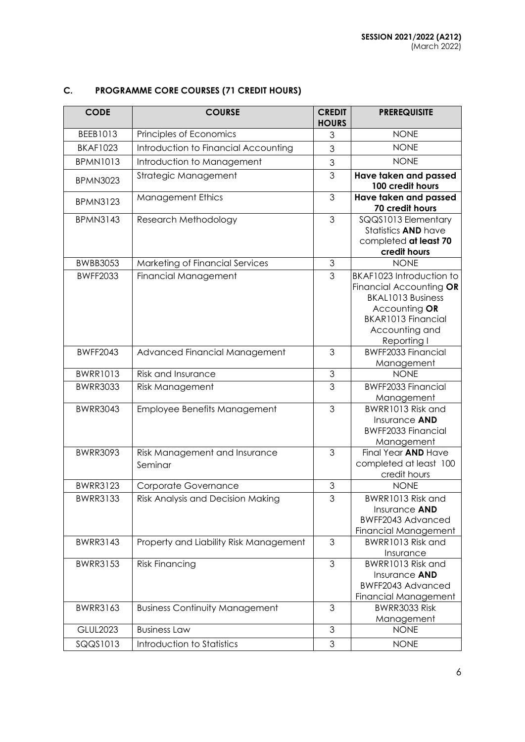## C. PROGRAMME CORE COURSES (71 CREDIT HOURS)

| CODE | COURSE | CREDIT HOURS | PREREQUISITE |
|---|---|---|---|
| BEEB1013 | Principles of Economics | 3 | NONE |
| BKAF1023 | Introduction to Financial Accounting | 3 | NONE |
| BPMN1013 | Introduction to Management | 3 | NONE |
| BPMN3023 | Strategic Management | 3 | **Have taken and passed 100 credit hours** |
| BPMN3123 | Management Ethics | 3 | **Have taken and passed 70 credit hours** |
| BPMN3143 | Research Methodology | 3 | SQQS1013 Elementary Statistics **AND** have completed **at least 70 credit hours** |
| BWBB3053 | Marketing of Financial Services | 3 | NONE |
| BWFF2033 | Financial Management | 3 | BKAF1023 Introduction to Financial Accounting **OR** BKAL1013 Business Accounting **OR** BKAR1013 Financial Accounting and Reporting I |
| BWFF2043 | Advanced Financial Management | 3 | BWFF2033 Financial Management |
| BWRR1013 | Risk and Insurance | 3 | NONE |
| BWRR3033 | Risk Management | 3 | BWFF2033 Financial Management |
| BWRR3043 | Employee Benefits Management | 3 | BWRR1013 Risk and Insurance **AND** BWFF2033 Financial Management |
| BWRR3093 | Risk Management and Insurance Seminar | 3 | Final Year **AND** Have completed at least 100 credit hours |
| BWRR3123 | Corporate Governance | 3 | NONE |
| BWRR3133 | Risk Analysis and Decision Making | 3 | BWRR1013 Risk and Insurance **AND** BWFF2043 Advanced Financial Management |
| BWRR3143 | Property and Liability Risk Management | 3 | BWRR1013 Risk and Insurance |
| BWRR3153 | Risk Financing | 3 | BWRR1013 Risk and Insurance **AND** BWFF2043 Advanced Financial Management |
| BWRR3163 | Business Continuity Management | 3 | BWRR3033 Risk Management |
| GLUL2023 | Business Law | 3 | NONE |
| SQQS1013 | Introduction to Statistics | 3 | NONE |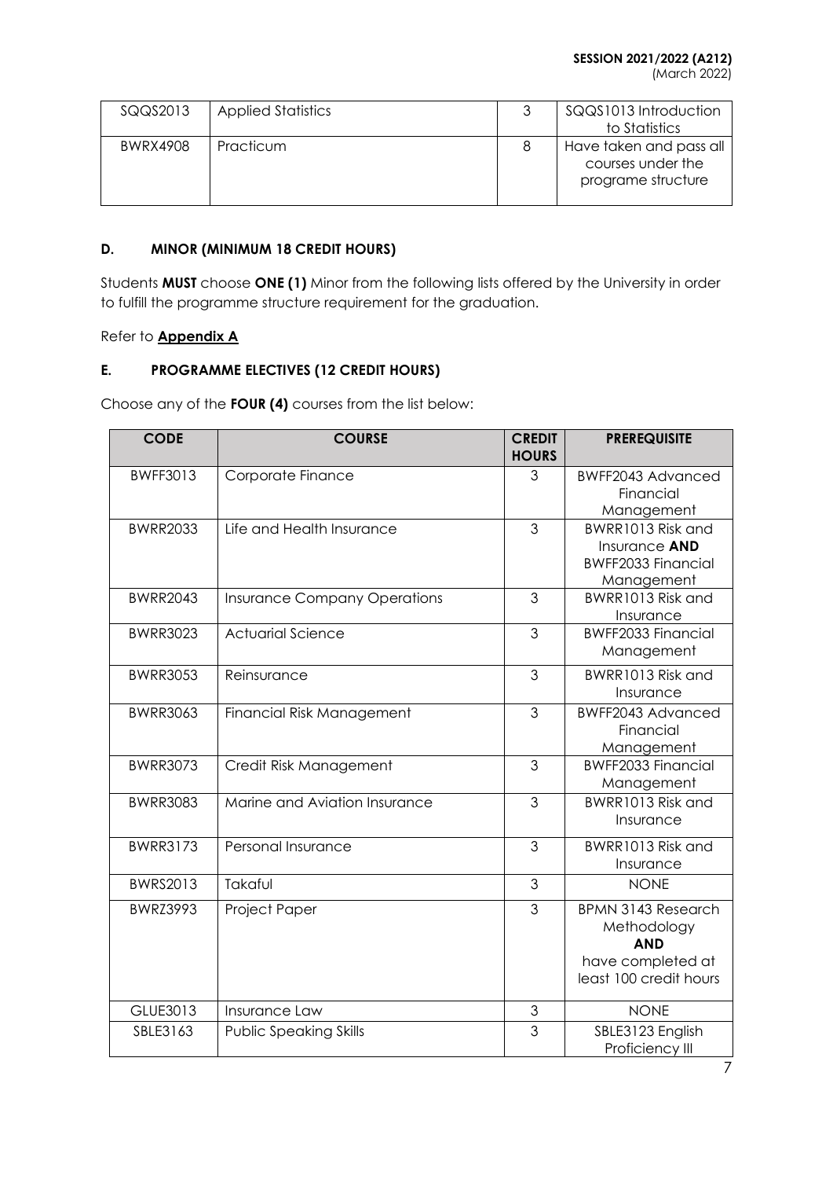| SQQS2013 | Applied Statistics | 3 | SQQS1013 Introduction to Statistics |
|---|---|---|---|
| BWRX4908 | Practicum | 8 | Have taken and pass all courses under the programe structure |

### D. MINOR (MINIMUM 18 CREDIT HOURS)

Students **MUST** choose **ONE (1)** Minor from the following lists offered by the University in order to fulfill the programme structure requirement for the graduation.

Refer to **Appendix A**

### E. PROGRAMME ELECTIVES (12 CREDIT HOURS)

Choose any of the **FOUR (4)** courses from the list below:

| CODE | COURSE | CREDIT HOURS | PREREQUISITE |
|---|---|---|---|
| BWFF3013 | Corporate Finance | 3 | BWFF2043 Advanced Financial Management |
| BWRR2033 | Life and Health Insurance | 3 | BWRR1013 Risk and Insurance **AND** BWFF2033 Financial Management |
| BWRR2043 | Insurance Company Operations | 3 | BWRR1013 Risk and Insurance |
| BWRR3023 | Actuarial Science | 3 | BWFF2033 Financial Management |
| BWRR3053 | Reinsurance | 3 | BWRR1013 Risk and Insurance |
| BWRR3063 | Financial Risk Management | 3 | BWFF2043 Advanced Financial Management |
| BWRR3073 | Credit Risk Management | 3 | BWFF2033 Financial Management |
| BWRR3083 | Marine and Aviation Insurance | 3 | BWRR1013 Risk and Insurance |
| BWRR3173 | Personal Insurance | 3 | BWRR1013 Risk and Insurance |
| BWRS2013 | Takaful | 3 | NONE |
| BWRZ3993 | Project Paper | 3 | BPMN 3143 Research Methodology **AND** have completed at least 100 credit hours |
| GLUE3013 | Insurance Law | 3 | NONE |
| SBLE3163 | Public Speaking Skills | 3 | SBLE3123 English Proficiency III |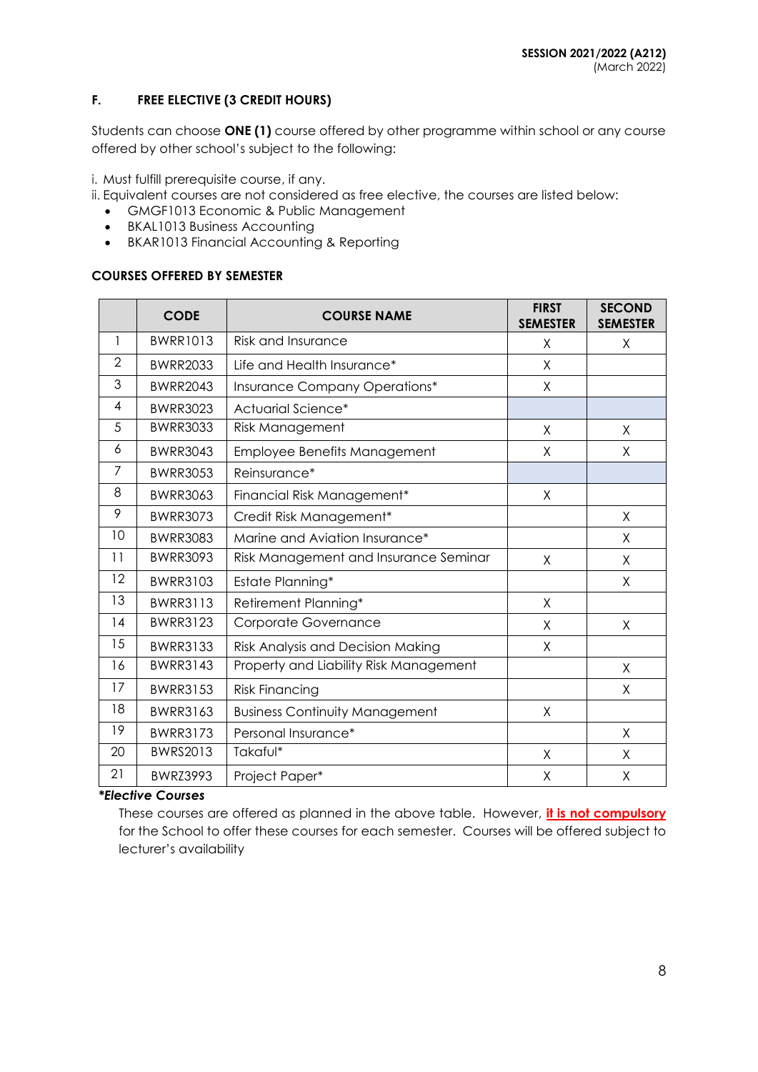### F. FREE ELECTIVE (3 CREDIT HOURS)

Students can choose **ONE (1)** course offered by other programme within school or any course offered by other school's subject to the following:

i. Must fulfill prerequisite course, if any.
ii. Equivalent courses are not considered as free elective, the courses are listed below:

- GMGF1013 Economic & Public Management
- BKAL1013 Business Accounting
- BKAR1013 Financial Accounting & Reporting

**COURSES OFFERED BY SEMESTER**

| | CODE | COURSE NAME | FIRST SEMESTER | SECOND SEMESTER |
|---|---|---|---|---|
| 1 | BWRR1013 | Risk and Insurance | X | X |
| 2 | BWRR2033 | Life and Health Insurance* | X | |
| 3 | BWRR2043 | Insurance Company Operations* | X | |
| 4 | BWRR3023 | Actuarial Science* | | |
| 5 | BWRR3033 | Risk Management | X | X |
| 6 | BWRR3043 | Employee Benefits Management | X | X |
| 7 | BWRR3053 | Reinsurance* | | |
| 8 | BWRR3063 | Financial Risk Management* | X | |
| 9 | BWRR3073 | Credit Risk Management* | | X |
| 10 | BWRR3083 | Marine and Aviation Insurance* | | X |
| 11 | BWRR3093 | Risk Management and Insurance Seminar | X | X |
| 12 | BWRR3103 | Estate Planning* | | X |
| 13 | BWRR3113 | Retirement Planning* | X | |
| 14 | BWRR3123 | Corporate Governance | X | X |
| 15 | BWRR3133 | Risk Analysis and Decision Making | X | |
| 16 | BWRR3143 | Property and Liability Risk Management | | X |
| 17 | BWRR3153 | Risk Financing | | X |
| 18 | BWRR3163 | Business Continuity Management | X | |
| 19 | BWRR3173 | Personal Insurance* | | X |
| 20 | BWRS2013 | Takaful* | X | X |
| 21 | BWRZ3993 | Project Paper* | X | X |

***Elective Courses***

These courses are offered as planned in the above table. However, **it is not compulsory** for the School to offer these courses for each semester. Courses will be offered subject to lecturer's availability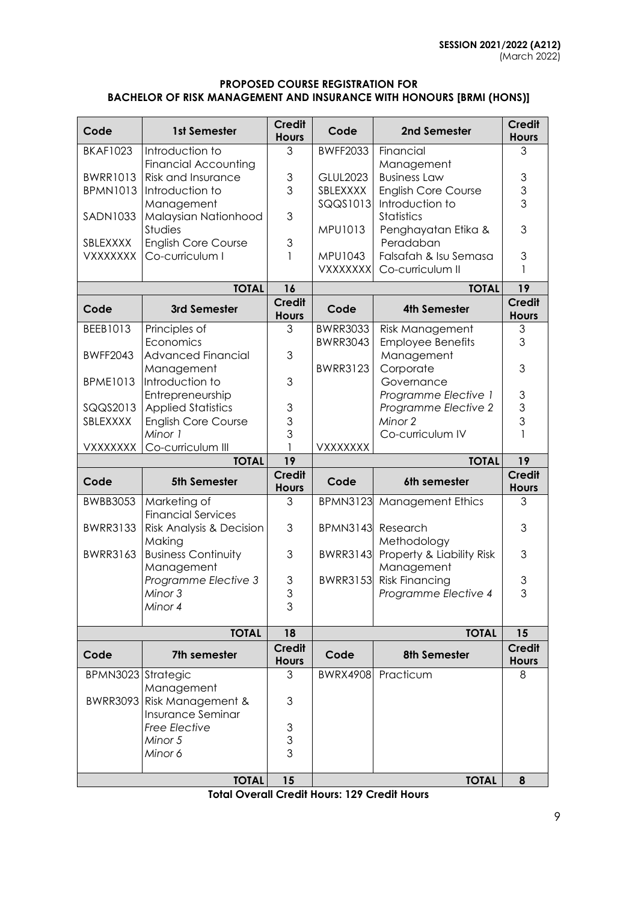**SESSION 2021/2022 (A212)**
(March 2022)

**PROPOSED COURSE REGISTRATION FOR**
**BACHELOR OF RISK MANAGEMENT AND INSURANCE WITH HONOURS [BRMI (HONS)]**

| Code | 1st Semester | Credit Hours | Code | 2nd Semester | Credit Hours |
|---|---|---|---|---|---|
| BKAF1023 | Introduction to Financial Accounting | 3 | BWFF2033 | Financial Management | 3 |
| BWRR1013 | Risk and Insurance | 3 | GLUL2023 | Business Law | 3 |
| BPMN1013 | Introduction to Management | 3 | SBLEXXXX | English Core Course | 3 |
| SADN1033 | Malaysian Nationhood Studies | 3 | SQQS1013 | Introduction to Statistics | 3 |
| SBLEXXXX | English Core Course | 3 | MPU1013 | Penghayatan Etika & Peradaban | 3 |
| VXXXXXXX | Co-curriculum I | 1 | MPU1043 | Falsafah & Isu Semasa | 3 |
| | | | VXXXXXXX | Co-curriculum II | 1 |
| | **TOTAL** | **16** | | **TOTAL** | **19** |
| **Code** | **3rd Semester** | **Credit Hours** | **Code** | **4th Semester** | **Credit Hours** |
| BEEB1013 | Principles of Economics | 3 | BWRR3033 | Risk Management | 3 |
| BWFF2043 | Advanced Financial Management | 3 | BWRR3043 | Employee Benefits Management | 3 |
| BPME1013 | Introduction to Entrepreneurship | 3 | BWRR3123 | Corporate Governance | 3 |
| SQQS2013 | Applied Statistics | 3 | | *Programme Elective 1* | 3 |
| SBLEXXXX | English Core Course | 3 | | *Programme Elective 2* | 3 |
| | *Minor 1* | 3 | | *Minor 2* | 3 |
| VXXXXXXX | Co-curriculum III | 1 | VXXXXXXX | Co-curriculum IV | 1 |
| | **TOTAL** | **19** | | **TOTAL** | **19** |
| **Code** | **5th Semester** | **Credit Hours** | **Code** | **6th semester** | **Credit Hours** |
| BWBB3053 | Marketing of Financial Services | 3 | BPMN3123 | Management Ethics | 3 |
| BWRR3133 | Risk Analysis & Decision Making | 3 | BPMN3143 | Research Methodology | 3 |
| BWRR3163 | Business Continuity Management | 3 | BWRR3143 | Property & Liability Risk Management | 3 |
| | *Programme Elective 3* | 3 | BWRR3153 | Risk Financing | 3 |
| | *Minor 3* | 3 | | *Programme Elective 4* | 3 |
| | *Minor 4* | 3 | | | |
| | **TOTAL** | **18** | | **TOTAL** | **15** |
| **Code** | **7th semester** | **Credit Hours** | **Code** | **8th Semester** | **Credit Hours** |
| BPMN3023 | Strategic Management | 3 | BWRX4908 | Practicum | 8 |
| BWRR3093 | Risk Management & Insurance Seminar | 3 | | | |
| | *Free Elective* | 3 | | | |
| | *Minor 5* | 3 | | | |
| | *Minor 6* | 3 | | | |
| | **TOTAL** | **15** | | **TOTAL** | **8** |

**Total Overall Credit Hours: 129 Credit Hours**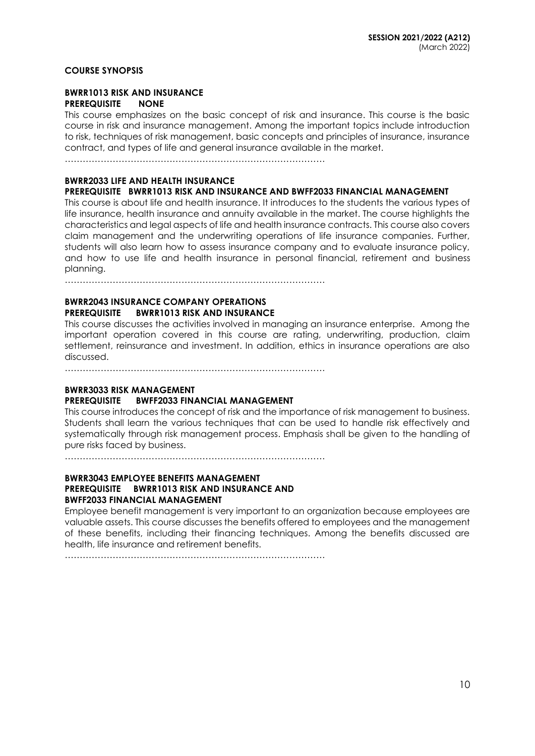**COURSE SYNOPSIS**

**BWRR1013 RISK AND INSURANCE**
**PREREQUISITE NONE**

This course emphasizes on the basic concept of risk and insurance. This course is the basic course in risk and insurance management. Among the important topics include introduction to risk, techniques of risk management, basic concepts and principles of insurance, insurance contract, and types of life and general insurance available in the market.

…………………………………………………………………………….

**BWRR2033 LIFE AND HEALTH INSURANCE**
**PREREQUISITE BWRR1013 RISK AND INSURANCE AND BWFF2033 FINANCIAL MANAGEMENT**

This course is about life and health insurance. It introduces to the students the various types of life insurance, health insurance and annuity available in the market. The course highlights the characteristics and legal aspects of life and health insurance contracts. This course also covers claim management and the underwriting operations of life insurance companies. Further, students will also learn how to assess insurance company and to evaluate insurance policy, and how to use life and health insurance in personal financial, retirement and business planning.

…………………………………………………………………………….

**BWRR2043 INSURANCE COMPANY OPERATIONS**
**PREREQUISITE BWRR1013 RISK AND INSURANCE**

This course discusses the activities involved in managing an insurance enterprise. Among the important operation covered in this course are rating, underwriting, production, claim settlement, reinsurance and investment. In addition, ethics in insurance operations are also discussed.

…………………………………………………………………………….

**BWRR3033 RISK MANAGEMENT**
**PREREQUISITE BWFF2033 FINANCIAL MANAGEMENT**

This course introduces the concept of risk and the importance of risk management to business. Students shall learn the various techniques that can be used to handle risk effectively and systematically through risk management process. Emphasis shall be given to the handling of pure risks faced by business.

…………………………………………………………………………….

**BWRR3043 EMPLOYEE BENEFITS MANAGEMENT**
**PREREQUISITE BWRR1013 RISK AND INSURANCE AND**
**BWFF2033 FINANCIAL MANAGEMENT**

Employee benefit management is very important to an organization because employees are valuable assets. This course discusses the benefits offered to employees and the management of these benefits, including their financing techniques. Among the benefits discussed are health, life insurance and retirement benefits.

…………………………………………………………………………….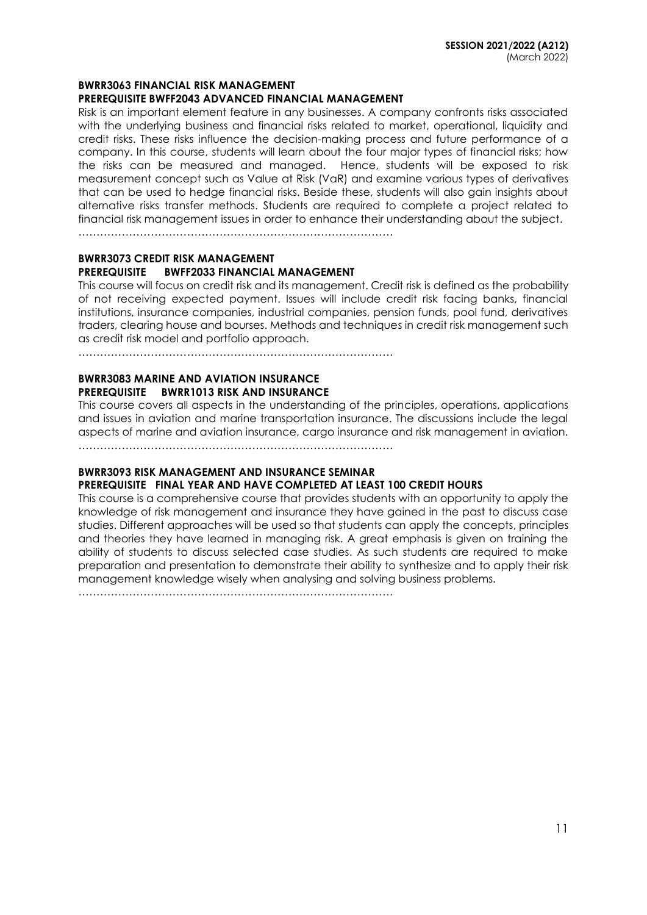**BWRR3063 FINANCIAL RISK MANAGEMENT**
**PREREQUISITE BWFF2043 ADVANCED FINANCIAL MANAGEMENT**

Risk is an important element feature in any businesses. A company confronts risks associated with the underlying business and financial risks related to market, operational, liquidity and credit risks. These risks influence the decision-making process and future performance of a company. In this course, students will learn about the four major types of financial risks; how the risks can be measured and managed. Hence, students will be exposed to risk measurement concept such as Value at Risk (VaR) and examine various types of derivatives that can be used to hedge financial risks. Beside these, students will also gain insights about alternative risks transfer methods. Students are required to complete a project related to financial risk management issues in order to enhance their understanding about the subject.

……………………………………………………………………………

**BWRR3073 CREDIT RISK MANAGEMENT**
**PREREQUISITE BWFF2033 FINANCIAL MANAGEMENT**

This course will focus on credit risk and its management. Credit risk is defined as the probability of not receiving expected payment. Issues will include credit risk facing banks, financial institutions, insurance companies, industrial companies, pension funds, pool fund, derivatives traders, clearing house and bourses. Methods and techniques in credit risk management such as credit risk model and portfolio approach.

……………………………………………………………………………

**BWRR3083 MARINE AND AVIATION INSURANCE**
**PREREQUISITE BWRR1013 RISK AND INSURANCE**

This course covers all aspects in the understanding of the principles, operations, applications and issues in aviation and marine transportation insurance. The discussions include the legal aspects of marine and aviation insurance, cargo insurance and risk management in aviation.

……………………………………………………………………………

**BWRR3093 RISK MANAGEMENT AND INSURANCE SEMINAR**
**PREREQUISITE FINAL YEAR AND HAVE COMPLETED AT LEAST 100 CREDIT HOURS**

This course is a comprehensive course that provides students with an opportunity to apply the knowledge of risk management and insurance they have gained in the past to discuss case studies. Different approaches will be used so that students can apply the concepts, principles and theories they have learned in managing risk. A great emphasis is given on training the ability of students to discuss selected case studies. As such students are required to make preparation and presentation to demonstrate their ability to synthesize and to apply their risk management knowledge wisely when analysing and solving business problems.

……………………………………………………………………………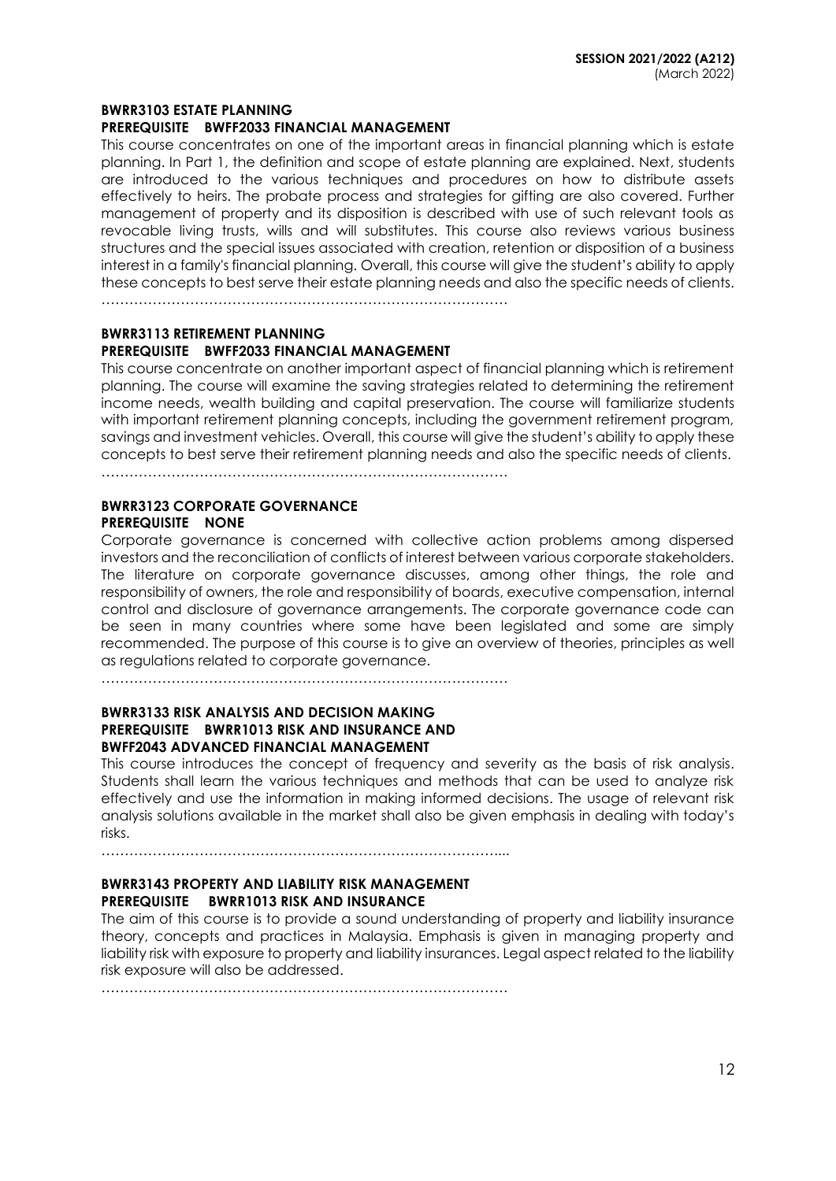### BWRR3103 ESTATE PLANNING
**PREREQUISITE BWFF2033 FINANCIAL MANAGEMENT**

This course concentrates on one of the important areas in financial planning which is estate planning. In Part 1, the definition and scope of estate planning are explained. Next, students are introduced to the various techniques and procedures on how to distribute assets effectively to heirs. The probate process and strategies for gifting are also covered. Further management of property and its disposition is described with use of such relevant tools as revocable living trusts, wills and will substitutes. This course also reviews various business structures and the special issues associated with creation, retention or disposition of a business interest in a family's financial planning. Overall, this course will give the student's ability to apply these concepts to best serve their estate planning needs and also the specific needs of clients.

……………………………………………………………………………

### BWRR3113 RETIREMENT PLANNING
**PREREQUISITE BWFF2033 FINANCIAL MANAGEMENT**

This course concentrate on another important aspect of financial planning which is retirement planning. The course will examine the saving strategies related to determining the retirement income needs, wealth building and capital preservation. The course will familiarize students with important retirement planning concepts, including the government retirement program, savings and investment vehicles. Overall, this course will give the student's ability to apply these concepts to best serve their retirement planning needs and also the specific needs of clients.

……………………………………………………………………………

### BWRR3123 CORPORATE GOVERNANCE
**PREREQUISITE NONE**

Corporate governance is concerned with collective action problems among dispersed investors and the reconciliation of conflicts of interest between various corporate stakeholders. The literature on corporate governance discusses, among other things, the role and responsibility of owners, the role and responsibility of boards, executive compensation, internal control and disclosure of governance arrangements. The corporate governance code can be seen in many countries where some have been legislated and some are simply recommended. The purpose of this course is to give an overview of theories, principles as well as regulations related to corporate governance.

……………………………………………………………………………

### BWRR3133 RISK ANALYSIS AND DECISION MAKING
**PREREQUISITE BWRR1013 RISK AND INSURANCE AND**
**BWFF2043 ADVANCED FINANCIAL MANAGEMENT**

This course introduces the concept of frequency and severity as the basis of risk analysis. Students shall learn the various techniques and methods that can be used to analyze risk effectively and use the information in making informed decisions. The usage of relevant risk analysis solutions available in the market shall also be given emphasis in dealing with today's risks.

……………………………………………………………………………...

### BWRR3143 PROPERTY AND LIABILITY RISK MANAGEMENT
**PREREQUISITE BWRR1013 RISK AND INSURANCE**

The aim of this course is to provide a sound understanding of property and liability insurance theory, concepts and practices in Malaysia. Emphasis is given in managing property and liability risk with exposure to property and liability insurances. Legal aspect related to the liability risk exposure will also be addressed.

……………………………………………………………………………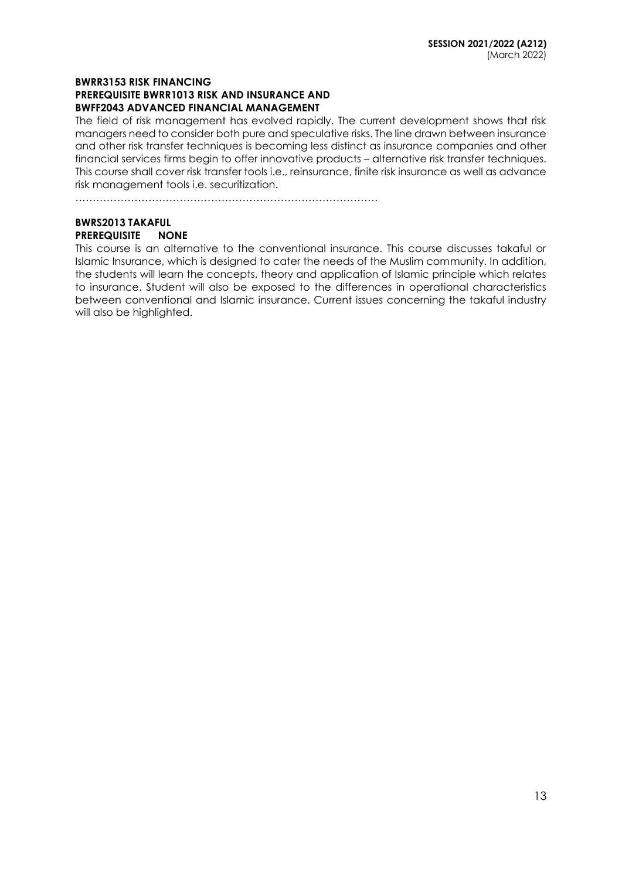**BWRR3153 RISK FINANCING**
**PREREQUISITE BWRR1013 RISK AND INSURANCE AND**
**BWFF2043 ADVANCED FINANCIAL MANAGEMENT**

The field of risk management has evolved rapidly. The current development shows that risk managers need to consider both pure and speculative risks. The line drawn between insurance and other risk transfer techniques is becoming less distinct as insurance companies and other financial services firms begin to offer innovative products – alternative risk transfer techniques. This course shall cover risk transfer tools i.e., reinsurance, finite risk insurance as well as advance risk management tools i.e. securitization.

…………………………………………………………………………

**BWRS2013 TAKAFUL**
**PREREQUISITE NONE**

This course is an alternative to the conventional insurance. This course discusses takaful or Islamic Insurance, which is designed to cater the needs of the Muslim community. In addition, the students will learn the concepts, theory and application of Islamic principle which relates to insurance. Student will also be exposed to the differences in operational characteristics between conventional and Islamic insurance. Current issues concerning the takaful industry will also be highlighted.